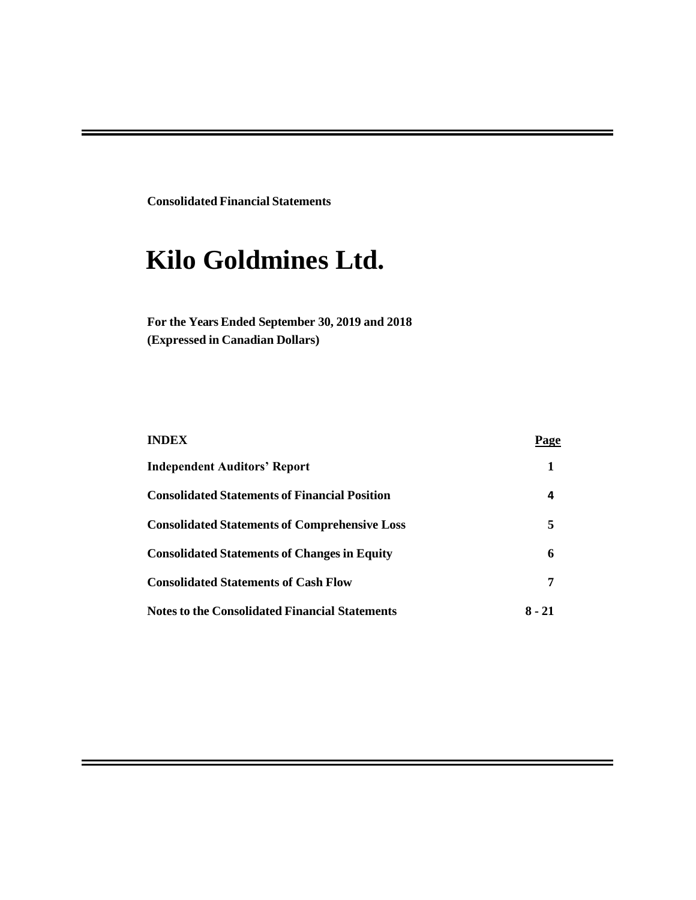**Consolidated Financial Statements**

# Kilo Goldmines Ltd.

**For the Years Ended September 30, 2019 and 2018**
**(Expressed in Canadian Dollars)**

| INDEX | Page |
| --- | --- |
| Independent Auditors' Report | 1 |
| Consolidated Statements of Financial Position | 4 |
| Consolidated Statements of Comprehensive Loss | 5 |
| Consolidated Statements of Changes in Equity | 6 |
| Consolidated Statements of Cash Flow | 7 |
| Notes to the Consolidated Financial Statements | 8 - 21 |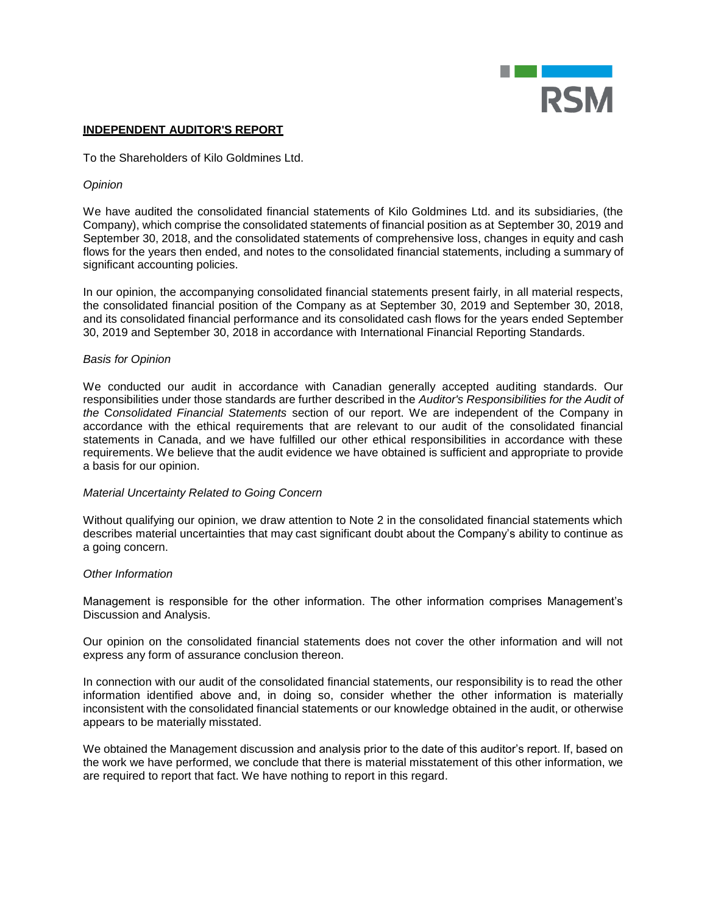RSM

**INDEPENDENT AUDITOR'S REPORT**

To the Shareholders of Kilo Goldmines Ltd.

*Opinion*

We have audited the consolidated financial statements of Kilo Goldmines Ltd. and its subsidiaries, (the Company), which comprise the consolidated statements of financial position as at September 30, 2019 and September 30, 2018, and the consolidated statements of comprehensive loss, changes in equity and cash flows for the years then ended, and notes to the consolidated financial statements, including a summary of significant accounting policies.

In our opinion, the accompanying consolidated financial statements present fairly, in all material respects, the consolidated financial position of the Company as at September 30, 2019 and September 30, 2018, and its consolidated financial performance and its consolidated cash flows for the years ended September 30, 2019 and September 30, 2018 in accordance with International Financial Reporting Standards.

*Basis for Opinion*

We conducted our audit in accordance with Canadian generally accepted auditing standards. Our responsibilities under those standards are further described in the *Auditor's Responsibilities for the Audit of the Consolidated Financial Statements* section of our report. We are independent of the Company in accordance with the ethical requirements that are relevant to our audit of the consolidated financial statements in Canada, and we have fulfilled our other ethical responsibilities in accordance with these requirements. We believe that the audit evidence we have obtained is sufficient and appropriate to provide a basis for our opinion.

*Material Uncertainty Related to Going Concern*

Without qualifying our opinion, we draw attention to Note 2 in the consolidated financial statements which describes material uncertainties that may cast significant doubt about the Company's ability to continue as a going concern.

*Other Information*

Management is responsible for the other information. The other information comprises Management's Discussion and Analysis.

Our opinion on the consolidated financial statements does not cover the other information and will not express any form of assurance conclusion thereon.

In connection with our audit of the consolidated financial statements, our responsibility is to read the other information identified above and, in doing so, consider whether the other information is materially inconsistent with the consolidated financial statements or our knowledge obtained in the audit, or otherwise appears to be materially misstated.

We obtained the Management discussion and analysis prior to the date of this auditor's report. If, based on the work we have performed, we conclude that there is material misstatement of this other information, we are required to report that fact. We have nothing to report in this regard.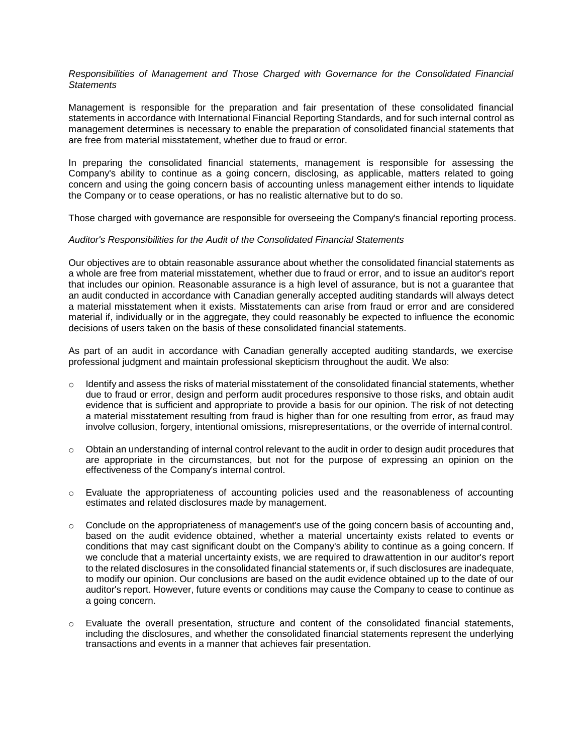*Responsibilities of Management and Those Charged with Governance for the Consolidated Financial Statements*

Management is responsible for the preparation and fair presentation of these consolidated financial statements in accordance with International Financial Reporting Standards, and for such internal control as management determines is necessary to enable the preparation of consolidated financial statements that are free from material misstatement, whether due to fraud or error.

In preparing the consolidated financial statements, management is responsible for assessing the Company's ability to continue as a going concern, disclosing, as applicable, matters related to going concern and using the going concern basis of accounting unless management either intends to liquidate the Company or to cease operations, or has no realistic alternative but to do so.

Those charged with governance are responsible for overseeing the Company's financial reporting process.

*Auditor's Responsibilities for the Audit of the Consolidated Financial Statements*

Our objectives are to obtain reasonable assurance about whether the consolidated financial statements as a whole are free from material misstatement, whether due to fraud or error, and to issue an auditor's report that includes our opinion. Reasonable assurance is a high level of assurance, but is not a guarantee that an audit conducted in accordance with Canadian generally accepted auditing standards will always detect a material misstatement when it exists. Misstatements can arise from fraud or error and are considered material if, individually or in the aggregate, they could reasonably be expected to influence the economic decisions of users taken on the basis of these consolidated financial statements.

As part of an audit in accordance with Canadian generally accepted auditing standards, we exercise professional judgment and maintain professional skepticism throughout the audit. We also:

- Identify and assess the risks of material misstatement of the consolidated financial statements, whether due to fraud or error, design and perform audit procedures responsive to those risks, and obtain audit evidence that is sufficient and appropriate to provide a basis for our opinion. The risk of not detecting a material misstatement resulting from fraud is higher than for one resulting from error, as fraud may involve collusion, forgery, intentional omissions, misrepresentations, or the override of internal control.

- Obtain an understanding of internal control relevant to the audit in order to design audit procedures that are appropriate in the circumstances, but not for the purpose of expressing an opinion on the effectiveness of the Company's internal control.

- Evaluate the appropriateness of accounting policies used and the reasonableness of accounting estimates and related disclosures made by management.

- Conclude on the appropriateness of management's use of the going concern basis of accounting and, based on the audit evidence obtained, whether a material uncertainty exists related to events or conditions that may cast significant doubt on the Company's ability to continue as a going concern. If we conclude that a material uncertainty exists, we are required to draw attention in our auditor's report to the related disclosures in the consolidated financial statements or, if such disclosures are inadequate, to modify our opinion. Our conclusions are based on the audit evidence obtained up to the date of our auditor's report. However, future events or conditions may cause the Company to cease to continue as a going concern.

- Evaluate the overall presentation, structure and content of the consolidated financial statements, including the disclosures, and whether the consolidated financial statements represent the underlying transactions and events in a manner that achieves fair presentation.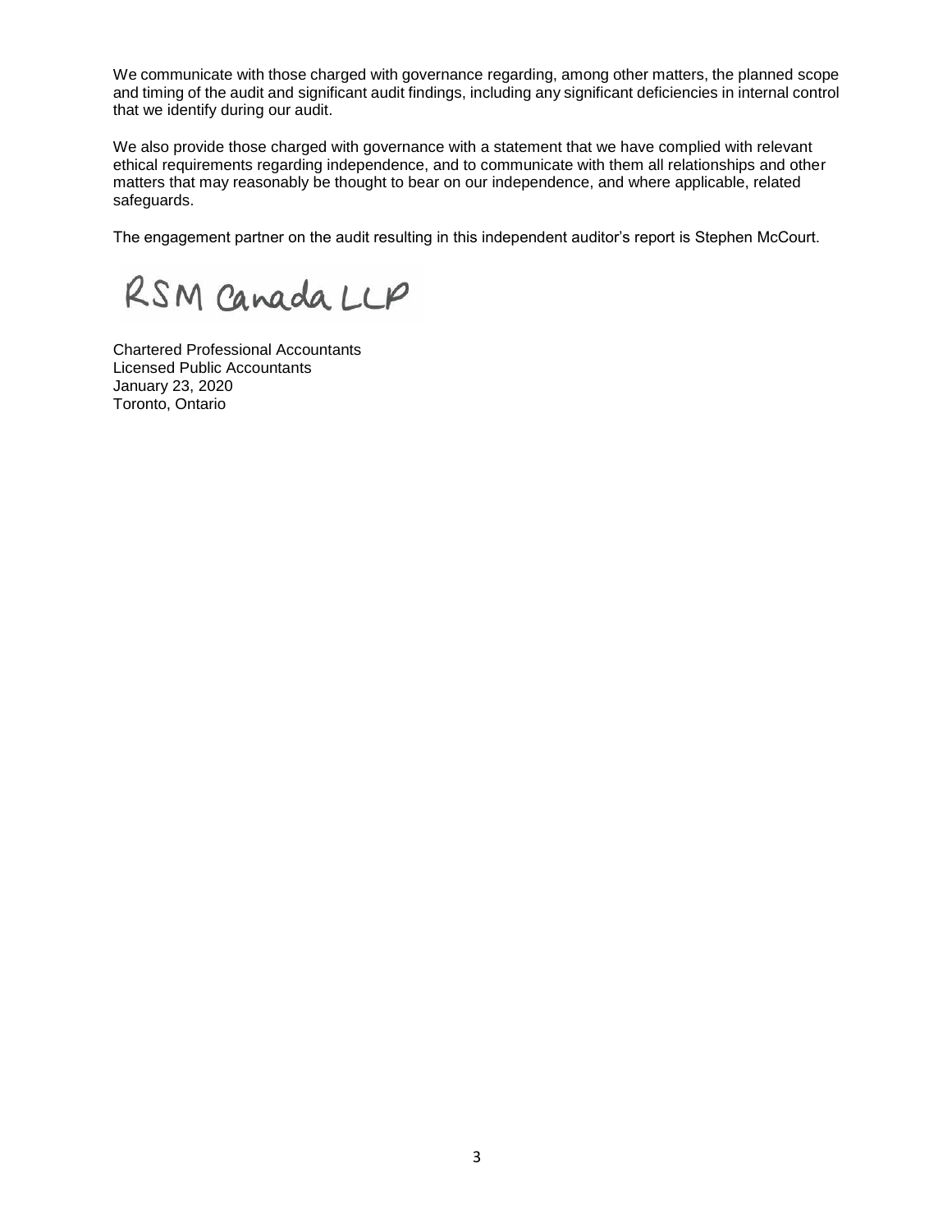We communicate with those charged with governance regarding, among other matters, the planned scope and timing of the audit and significant audit findings, including any significant deficiencies in internal control that we identify during our audit.

We also provide those charged with governance with a statement that we have complied with relevant ethical requirements regarding independence, and to communicate with them all relationships and other matters that may reasonably be thought to bear on our independence, and where applicable, related safeguards.

The engagement partner on the audit resulting in this independent auditor's report is Stephen McCourt.

RSM Canada LLP

Chartered Professional Accountants
Licensed Public Accountants
January 23, 2020
Toronto, Ontario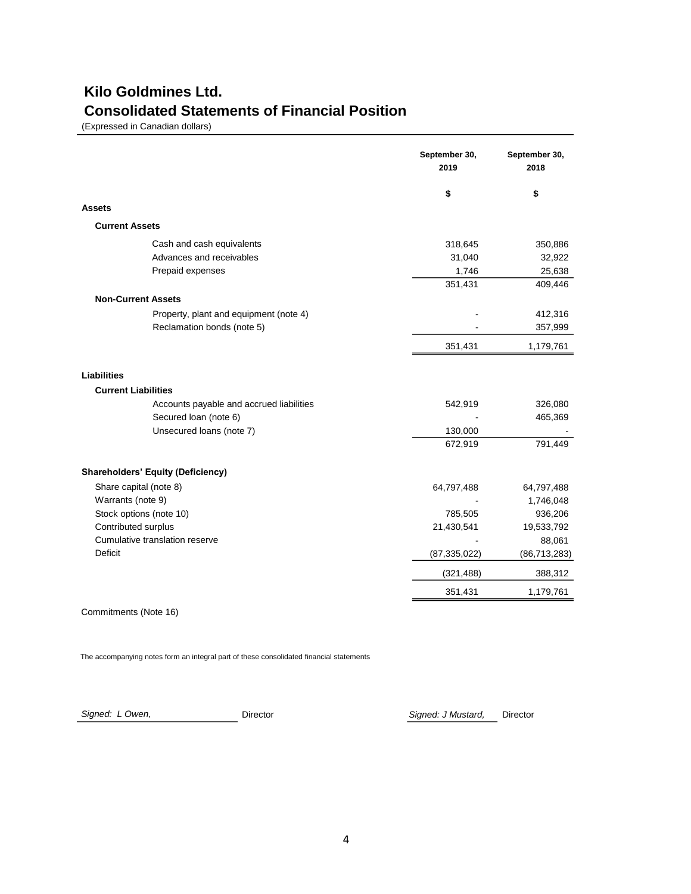# Kilo Goldmines Ltd.

## Consolidated Statements of Financial Position

(Expressed in Canadian dollars)

| | September 30, 2019 | September 30, 2018 |
|---|---|---|
| | $ | $ |
| **Assets** | | |
| **Current Assets** | | |
| Cash and cash equivalents | 318,645 | 350,886 |
| Advances and receivables | 31,040 | 32,922 |
| Prepaid expenses | 1,746 | 25,638 |
| | 351,431 | 409,446 |
| **Non-Current Assets** | | |
| Property, plant and equipment (note 4) | - | 412,316 |
| Reclamation bonds (note 5) | - | 357,999 |
| | 351,431 | 1,179,761 |
| **Liabilities** | | |
| **Current Liabilities** | | |
| Accounts payable and accrued liabilities | 542,919 | 326,080 |
| Secured loan (note 6) | - | 465,369 |
| Unsecured loans (note 7) | 130,000 | - |
| | 672,919 | 791,449 |
| **Shareholders' Equity (Deficiency)** | | |
| Share capital (note 8) | 64,797,488 | 64,797,488 |
| Warrants (note 9) | - | 1,746,048 |
| Stock options (note 10) | 785,505 | 936,206 |
| Contributed surplus | 21,430,541 | 19,533,792 |
| Cumulative translation reserve | - | 88,061 |
| Deficit | (87,335,022) | (86,713,283) |
| | (321,488) | 388,312 |
| | 351,431 | 1,179,761 |

Commitments (Note 16)

The accompanying notes form an integral part of these consolidated financial statements

*Signed: L Owen,* Director *Signed: J Mustard,* Director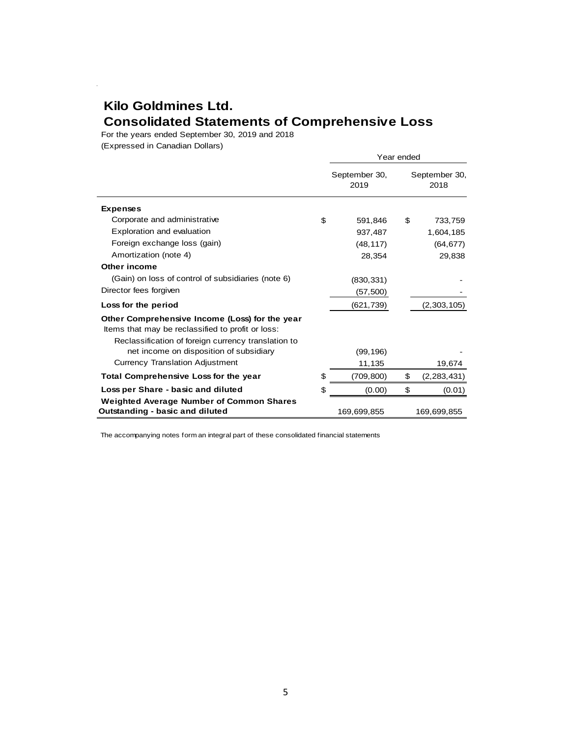# Kilo Goldmines Ltd.
## Consolidated Statements of Comprehensive Loss

For the years ended September 30, 2019 and 2018

(Expressed in Canadian Dollars)

| | Year ended | |
|---|---|---|
| | September 30, 2019 | September 30, 2018 |
| **Expenses** | | |
| Corporate and administrative | $ 591,846 | $ 733,759 |
| Exploration and evaluation | 937,487 | 1,604,185 |
| Foreign exchange loss (gain) | (48,117) | (64,677) |
| Amortization (note 4) | 28,354 | 29,838 |
| **Other income** | | |
| (Gain) on loss of control of subsidiaries (note 6) | (830,331) | - |
| Director fees forgiven | (57,500) | - |
| **Loss for the period** | (621,739) | (2,303,105) |
| **Other Comprehensive Income (Loss) for the year** | | |
| Items that may be reclassified to profit or loss: | | |
| Reclassification of foreign currency translation to net income on disposition of subsidiary | (99,196) | - |
| Currency Translation Adjustment | 11,135 | 19,674 |
| **Total Comprehensive Loss for the year** | $ (709,800) | $ (2,283,431) |
| **Loss per Share - basic and diluted** | $ (0.00) | $ (0.01) |
| **Weighted Average Number of Common Shares Outstanding - basic and diluted** | 169,699,855 | 169,699,855 |

The accompanying notes form an integral part of these consolidated financial statements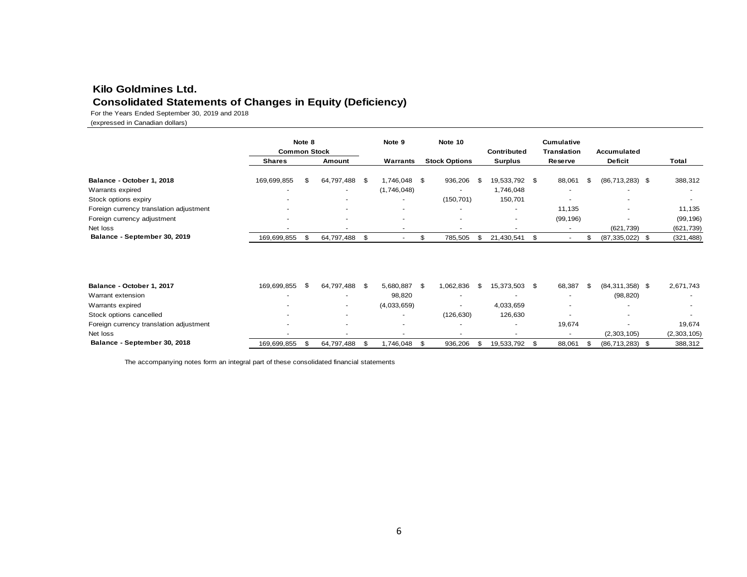# Kilo Goldmines Ltd.

## Consolidated Statements of Changes in Equity (Deficiency)

For the Years Ended September 30, 2019 and 2018

(expressed in Canadian dollars)

| | Note 8 Common Stock | | Note 9 | Note 10 | | Cumulative | | |
|---|---|---|---|---|---|---|---|---|
| | **Shares** | **Amount** | **Warrants** | **Stock Options** | **Contributed Surplus** | **Translation Reserve** | **Accumulated Deficit** | **Total** |
| **Balance - October 1, 2018** | 169,699,855 | $ 64,797,488 | $ 1,746,048 | $ 936,206 | $ 19,533,792 | $ 88,061 | $ (86,713,283) | $ 388,312 |
| Warrants expired | - | - | (1,746,048) | - | 1,746,048 | - | - | - |
| Stock options expiry | - | - | - | (150,701) | 150,701 | - | - | - |
| Foreign currency translation adjustment | - | - | - | - | - | 11,135 | - | 11,135 |
| Foreign currency adjustment | - | - | - | - | - | (99,196) | - | (99,196) |
| Net loss | - | - | - | - | - | - | (621,739) | (621,739) |
| **Balance - September 30, 2019** | 169,699,855 | $ 64,797,488 | $ - | $ 785,505 | $ 21,430,541 | $ - | $ (87,335,022) | $ (321,488) |

| | Note 8 Common Stock | | Note 9 | Note 10 | | Cumulative | | |
|---|---|---|---|---|---|---|---|---|
| | **Shares** | **Amount** | **Warrants** | **Stock Options** | **Contributed Surplus** | **Translation Reserve** | **Accumulated Deficit** | **Total** |
| **Balance - October 1, 2017** | 169,699,855 | $ 64,797,488 | $ 5,680,887 | $ 1,062,836 | $ 15,373,503 | $ 68,387 | $ (84,311,358) | $ 2,671,743 |
| Warrant extension | - | - | 98,820 | - | - | - | (98,820) | - |
| Warrants expired | - | - | (4,033,659) | - | 4,033,659 | - | - | - |
| Stock options cancelled | - | - | - | (126,630) | 126,630 | - | - | - |
| Foreign currency translation adjustment | - | - | - | - | - | 19,674 | - | 19,674 |
| Net loss | - | - | - | - | - | - | (2,303,105) | (2,303,105) |
| **Balance - September 30, 2018** | 169,699,855 | $ 64,797,488 | $ 1,746,048 | $ 936,206 | $ 19,533,792 | $ 88,061 | $ (86,713,283) | $ 388,312 |

The accompanying notes form an integral part of these consolidated financial statements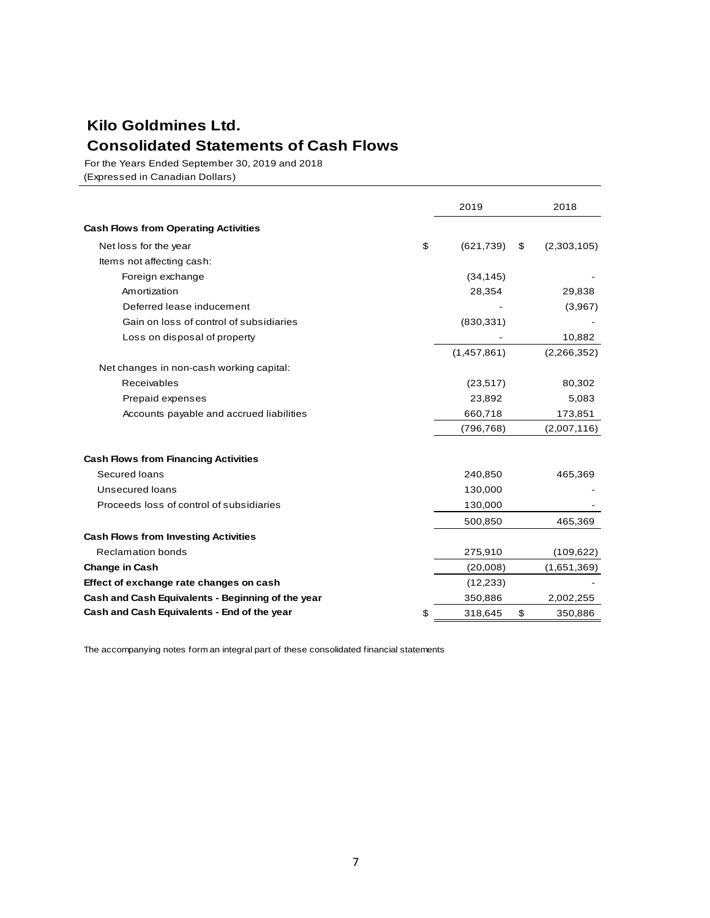# Kilo Goldmines Ltd.

## Consolidated Statements of Cash Flows

For the Years Ended September 30, 2019 and 2018

(Expressed in Canadian Dollars)

| | 2019 | 2018 |
|---|---|---|
| **Cash Flows from Operating Activities** | | |
| Net loss for the year | $ (621,739) | $ (2,303,105) |
| Items not affecting cash: | | |
| Foreign exchange | (34,145) | - |
| Amortization | 28,354 | 29,838 |
| Deferred lease inducement | - | (3,967) |
| Gain on loss of control of subsidiaries | (830,331) | - |
| Loss on disposal of property | - | 10,882 |
| | (1,457,861) | (2,266,352) |
| Net changes in non-cash working capital: | | |
| Receivables | (23,517) | 80,302 |
| Prepaid expenses | 23,892 | 5,083 |
| Accounts payable and accrued liabilities | 660,718 | 173,851 |
| | (796,768) | (2,007,116) |
| **Cash Flows from Financing Activities** | | |
| Secured loans | 240,850 | 465,369 |
| Unsecured loans | 130,000 | - |
| Proceeds loss of control of subsidiaries | 130,000 | - |
| | 500,850 | 465,369 |
| **Cash Flows from Investing Activities** | | |
| Reclamation bonds | 275,910 | (109,622) |
| **Change in Cash** | (20,008) | (1,651,369) |
| **Effect of exchange rate changes on cash** | (12,233) | - |
| **Cash and Cash Equivalents - Beginning of the year** | 350,886 | 2,002,255 |
| **Cash and Cash Equivalents - End of the year** | $ 318,645 | $ 350,886 |

The accompanying notes form an integral part of these consolidated financial statements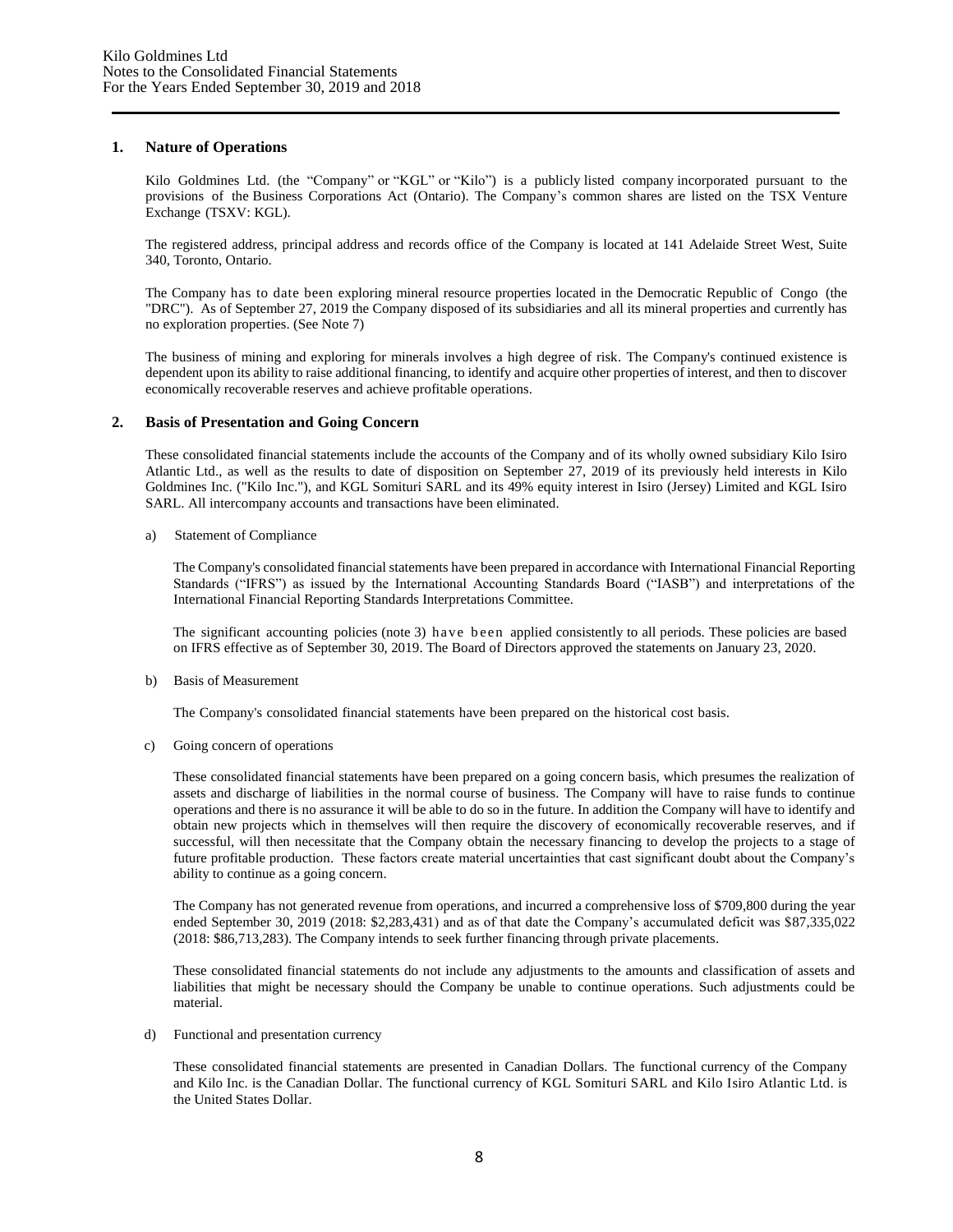## 1. Nature of Operations

Kilo Goldmines Ltd. (the "Company" or "KGL" or "Kilo") is a publicly listed company incorporated pursuant to the provisions of the Business Corporations Act (Ontario). The Company's common shares are listed on the TSX Venture Exchange (TSXV: KGL).

The registered address, principal address and records office of the Company is located at 141 Adelaide Street West, Suite 340, Toronto, Ontario.

The Company has to date been exploring mineral resource properties located in the Democratic Republic of Congo (the "DRC"). As of September 27, 2019 the Company disposed of its subsidiaries and all its mineral properties and currently has no exploration properties. (See Note 7)

The business of mining and exploring for minerals involves a high degree of risk. The Company's continued existence is dependent upon its ability to raise additional financing, to identify and acquire other properties of interest, and then to discover economically recoverable reserves and achieve profitable operations.

## 2. Basis of Presentation and Going Concern

These consolidated financial statements include the accounts of the Company and of its wholly owned subsidiary Kilo Isiro Atlantic Ltd., as well as the results to date of disposition on September 27, 2019 of its previously held interests in Kilo Goldmines Inc. ("Kilo Inc."), and KGL Somituri SARL and its 49% equity interest in Isiro (Jersey) Limited and KGL Isiro SARL. All intercompany accounts and transactions have been eliminated.

a) Statement of Compliance

The Company's consolidated financial statements have been prepared in accordance with International Financial Reporting Standards ("IFRS") as issued by the International Accounting Standards Board ("IASB") and interpretations of the International Financial Reporting Standards Interpretations Committee.

The significant accounting policies (note 3) have been applied consistently to all periods. These policies are based on IFRS effective as of September 30, 2019. The Board of Directors approved the statements on January 23, 2020.

b) Basis of Measurement

The Company's consolidated financial statements have been prepared on the historical cost basis.

c) Going concern of operations

These consolidated financial statements have been prepared on a going concern basis, which presumes the realization of assets and discharge of liabilities in the normal course of business. The Company will have to raise funds to continue operations and there is no assurance it will be able to do so in the future. In addition the Company will have to identify and obtain new projects which in themselves will then require the discovery of economically recoverable reserves, and if successful, will then necessitate that the Company obtain the necessary financing to develop the projects to a stage of future profitable production. These factors create material uncertainties that cast significant doubt about the Company's ability to continue as a going concern.

The Company has not generated revenue from operations, and incurred a comprehensive loss of $709,800 during the year ended September 30, 2019 (2018: $2,283,431) and as of that date the Company's accumulated deficit was $87,335,022 (2018: $86,713,283). The Company intends to seek further financing through private placements.

These consolidated financial statements do not include any adjustments to the amounts and classification of assets and liabilities that might be necessary should the Company be unable to continue operations. Such adjustments could be material.

d) Functional and presentation currency

These consolidated financial statements are presented in Canadian Dollars. The functional currency of the Company and Kilo Inc. is the Canadian Dollar. The functional currency of KGL Somituri SARL and Kilo Isiro Atlantic Ltd. is the United States Dollar.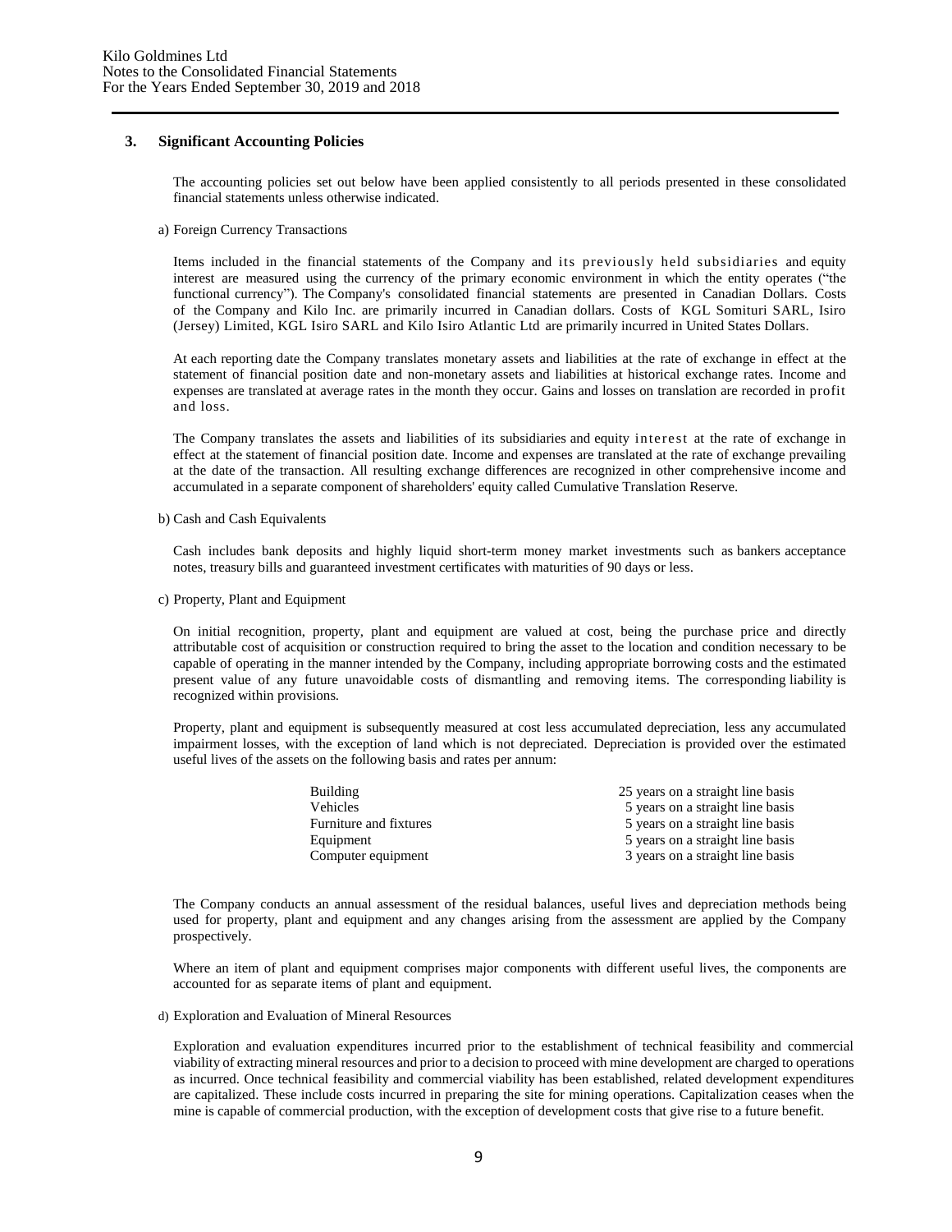## 3. Significant Accounting Policies

The accounting policies set out below have been applied consistently to all periods presented in these consolidated financial statements unless otherwise indicated.

a) Foreign Currency Transactions

Items included in the financial statements of the Company and its previously held subsidiaries and equity interest are measured using the currency of the primary economic environment in which the entity operates ("the functional currency"). The Company's consolidated financial statements are presented in Canadian Dollars. Costs of the Company and Kilo Inc. are primarily incurred in Canadian dollars. Costs of KGL Somituri SARL, Isiro (Jersey) Limited, KGL Isiro SARL and Kilo Isiro Atlantic Ltd are primarily incurred in United States Dollars.

At each reporting date the Company translates monetary assets and liabilities at the rate of exchange in effect at the statement of financial position date and non-monetary assets and liabilities at historical exchange rates. Income and expenses are translated at average rates in the month they occur. Gains and losses on translation are recorded in profit and loss.

The Company translates the assets and liabilities of its subsidiaries and equity interest at the rate of exchange in effect at the statement of financial position date. Income and expenses are translated at the rate of exchange prevailing at the date of the transaction. All resulting exchange differences are recognized in other comprehensive income and accumulated in a separate component of shareholders' equity called Cumulative Translation Reserve.

b) Cash and Cash Equivalents

Cash includes bank deposits and highly liquid short-term money market investments such as bankers acceptance notes, treasury bills and guaranteed investment certificates with maturities of 90 days or less.

c) Property, Plant and Equipment

On initial recognition, property, plant and equipment are valued at cost, being the purchase price and directly attributable cost of acquisition or construction required to bring the asset to the location and condition necessary to be capable of operating in the manner intended by the Company, including appropriate borrowing costs and the estimated present value of any future unavoidable costs of dismantling and removing items. The corresponding liability is recognized within provisions.

Property, plant and equipment is subsequently measured at cost less accumulated depreciation, less any accumulated impairment losses, with the exception of land which is not depreciated. Depreciation is provided over the estimated useful lives of the assets on the following basis and rates per annum:

| | |
|---|---|
| Building | 25 years on a straight line basis |
| Vehicles | 5 years on a straight line basis |
| Furniture and fixtures | 5 years on a straight line basis |
| Equipment | 5 years on a straight line basis |
| Computer equipment | 3 years on a straight line basis |

The Company conducts an annual assessment of the residual balances, useful lives and depreciation methods being used for property, plant and equipment and any changes arising from the assessment are applied by the Company prospectively.

Where an item of plant and equipment comprises major components with different useful lives, the components are accounted for as separate items of plant and equipment.

d) Exploration and Evaluation of Mineral Resources

Exploration and evaluation expenditures incurred prior to the establishment of technical feasibility and commercial viability of extracting mineral resources and prior to a decision to proceed with mine development are charged to operations as incurred. Once technical feasibility and commercial viability has been established, related development expenditures are capitalized. These include costs incurred in preparing the site for mining operations. Capitalization ceases when the mine is capable of commercial production, with the exception of development costs that give rise to a future benefit.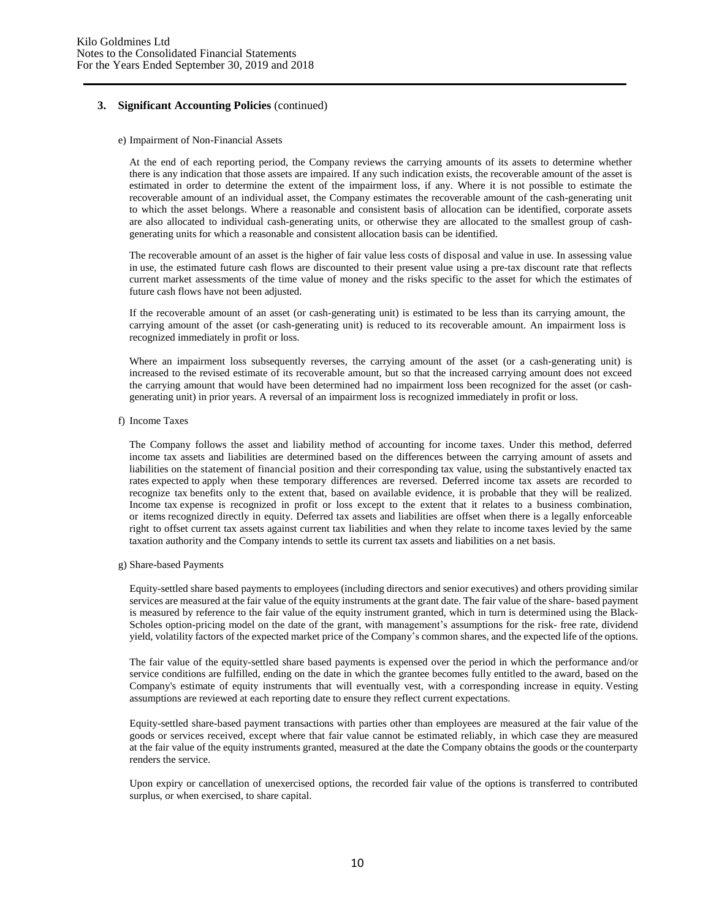### 3. Significant Accounting Policies (continued)

e) Impairment of Non-Financial Assets

At the end of each reporting period, the Company reviews the carrying amounts of its assets to determine whether there is any indication that those assets are impaired. If any such indication exists, the recoverable amount of the asset is estimated in order to determine the extent of the impairment loss, if any. Where it is not possible to estimate the recoverable amount of an individual asset, the Company estimates the recoverable amount of the cash-generating unit to which the asset belongs. Where a reasonable and consistent basis of allocation can be identified, corporate assets are also allocated to individual cash-generating units, or otherwise they are allocated to the smallest group of cash-generating units for which a reasonable and consistent allocation basis can be identified.

The recoverable amount of an asset is the higher of fair value less costs of disposal and value in use. In assessing value in use, the estimated future cash flows are discounted to their present value using a pre-tax discount rate that reflects current market assessments of the time value of money and the risks specific to the asset for which the estimates of future cash flows have not been adjusted.

If the recoverable amount of an asset (or cash-generating unit) is estimated to be less than its carrying amount, the carrying amount of the asset (or cash-generating unit) is reduced to its recoverable amount. An impairment loss is recognized immediately in profit or loss.

Where an impairment loss subsequently reverses, the carrying amount of the asset (or a cash-generating unit) is increased to the revised estimate of its recoverable amount, but so that the increased carrying amount does not exceed the carrying amount that would have been determined had no impairment loss been recognized for the asset (or cash-generating unit) in prior years. A reversal of an impairment loss is recognized immediately in profit or loss.

f) Income Taxes

The Company follows the asset and liability method of accounting for income taxes. Under this method, deferred income tax assets and liabilities are determined based on the differences between the carrying amount of assets and liabilities on the statement of financial position and their corresponding tax value, using the substantively enacted tax rates expected to apply when these temporary differences are reversed. Deferred income tax assets are recorded to recognize tax benefits only to the extent that, based on available evidence, it is probable that they will be realized. Income tax expense is recognized in profit or loss except to the extent that it relates to a business combination, or items recognized directly in equity. Deferred tax assets and liabilities are offset when there is a legally enforceable right to offset current tax assets against current tax liabilities and when they relate to income taxes levied by the same taxation authority and the Company intends to settle its current tax assets and liabilities on a net basis.

g) Share-based Payments

Equity-settled share based payments to employees (including directors and senior executives) and others providing similar services are measured at the fair value of the equity instruments at the grant date. The fair value of the share- based payment is measured by reference to the fair value of the equity instrument granted, which in turn is determined using the Black-Scholes option-pricing model on the date of the grant, with management's assumptions for the risk- free rate, dividend yield, volatility factors of the expected market price of the Company's common shares, and the expected life of the options.

The fair value of the equity-settled share based payments is expensed over the period in which the performance and/or service conditions are fulfilled, ending on the date in which the grantee becomes fully entitled to the award, based on the Company's estimate of equity instruments that will eventually vest, with a corresponding increase in equity. Vesting assumptions are reviewed at each reporting date to ensure they reflect current expectations.

Equity-settled share-based payment transactions with parties other than employees are measured at the fair value of the goods or services received, except where that fair value cannot be estimated reliably, in which case they are measured at the fair value of the equity instruments granted, measured at the date the Company obtains the goods or the counterparty renders the service.

Upon expiry or cancellation of unexercised options, the recorded fair value of the options is transferred to contributed surplus, or when exercised, to share capital.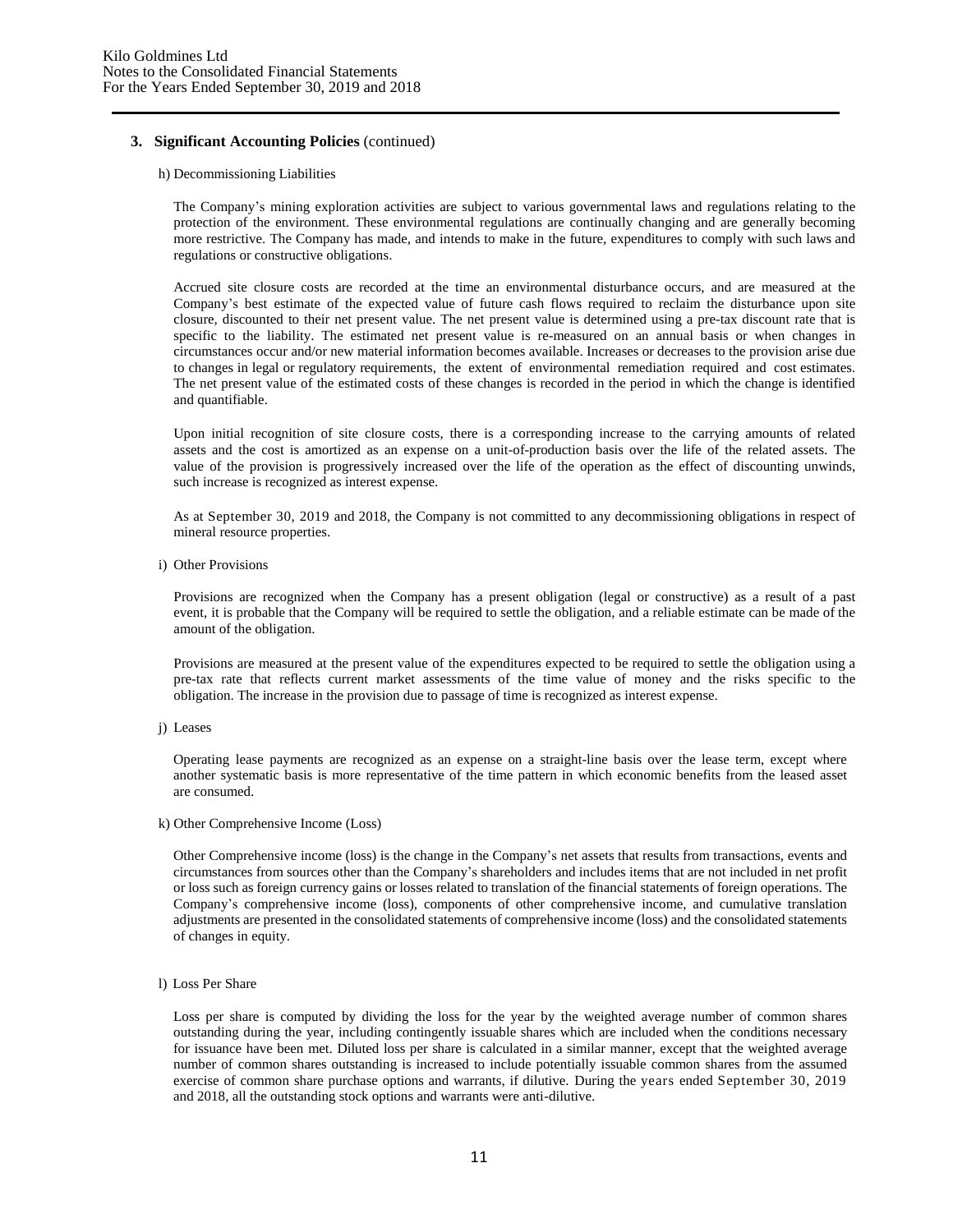### 3. Significant Accounting Policies (continued)

h) Decommissioning Liabilities

The Company's mining exploration activities are subject to various governmental laws and regulations relating to the protection of the environment. These environmental regulations are continually changing and are generally becoming more restrictive. The Company has made, and intends to make in the future, expenditures to comply with such laws and regulations or constructive obligations.

Accrued site closure costs are recorded at the time an environmental disturbance occurs, and are measured at the Company's best estimate of the expected value of future cash flows required to reclaim the disturbance upon site closure, discounted to their net present value. The net present value is determined using a pre-tax discount rate that is specific to the liability. The estimated net present value is re-measured on an annual basis or when changes in circumstances occur and/or new material information becomes available. Increases or decreases to the provision arise due to changes in legal or regulatory requirements, the extent of environmental remediation required and cost estimates. The net present value of the estimated costs of these changes is recorded in the period in which the change is identified and quantifiable.

Upon initial recognition of site closure costs, there is a corresponding increase to the carrying amounts of related assets and the cost is amortized as an expense on a unit-of-production basis over the life of the related assets. The value of the provision is progressively increased over the life of the operation as the effect of discounting unwinds, such increase is recognized as interest expense.

As at September 30, 2019 and 2018, the Company is not committed to any decommissioning obligations in respect of mineral resource properties.

i) Other Provisions

Provisions are recognized when the Company has a present obligation (legal or constructive) as a result of a past event, it is probable that the Company will be required to settle the obligation, and a reliable estimate can be made of the amount of the obligation.

Provisions are measured at the present value of the expenditures expected to be required to settle the obligation using a pre-tax rate that reflects current market assessments of the time value of money and the risks specific to the obligation. The increase in the provision due to passage of time is recognized as interest expense.

j) Leases

Operating lease payments are recognized as an expense on a straight-line basis over the lease term, except where another systematic basis is more representative of the time pattern in which economic benefits from the leased asset are consumed.

k) Other Comprehensive Income (Loss)

Other Comprehensive income (loss) is the change in the Company's net assets that results from transactions, events and circumstances from sources other than the Company's shareholders and includes items that are not included in net profit or loss such as foreign currency gains or losses related to translation of the financial statements of foreign operations. The Company's comprehensive income (loss), components of other comprehensive income, and cumulative translation adjustments are presented in the consolidated statements of comprehensive income (loss) and the consolidated statements of changes in equity.

l) Loss Per Share

Loss per share is computed by dividing the loss for the year by the weighted average number of common shares outstanding during the year, including contingently issuable shares which are included when the conditions necessary for issuance have been met. Diluted loss per share is calculated in a similar manner, except that the weighted average number of common shares outstanding is increased to include potentially issuable common shares from the assumed exercise of common share purchase options and warrants, if dilutive. During the years ended September 30, 2019 and 2018, all the outstanding stock options and warrants were anti-dilutive.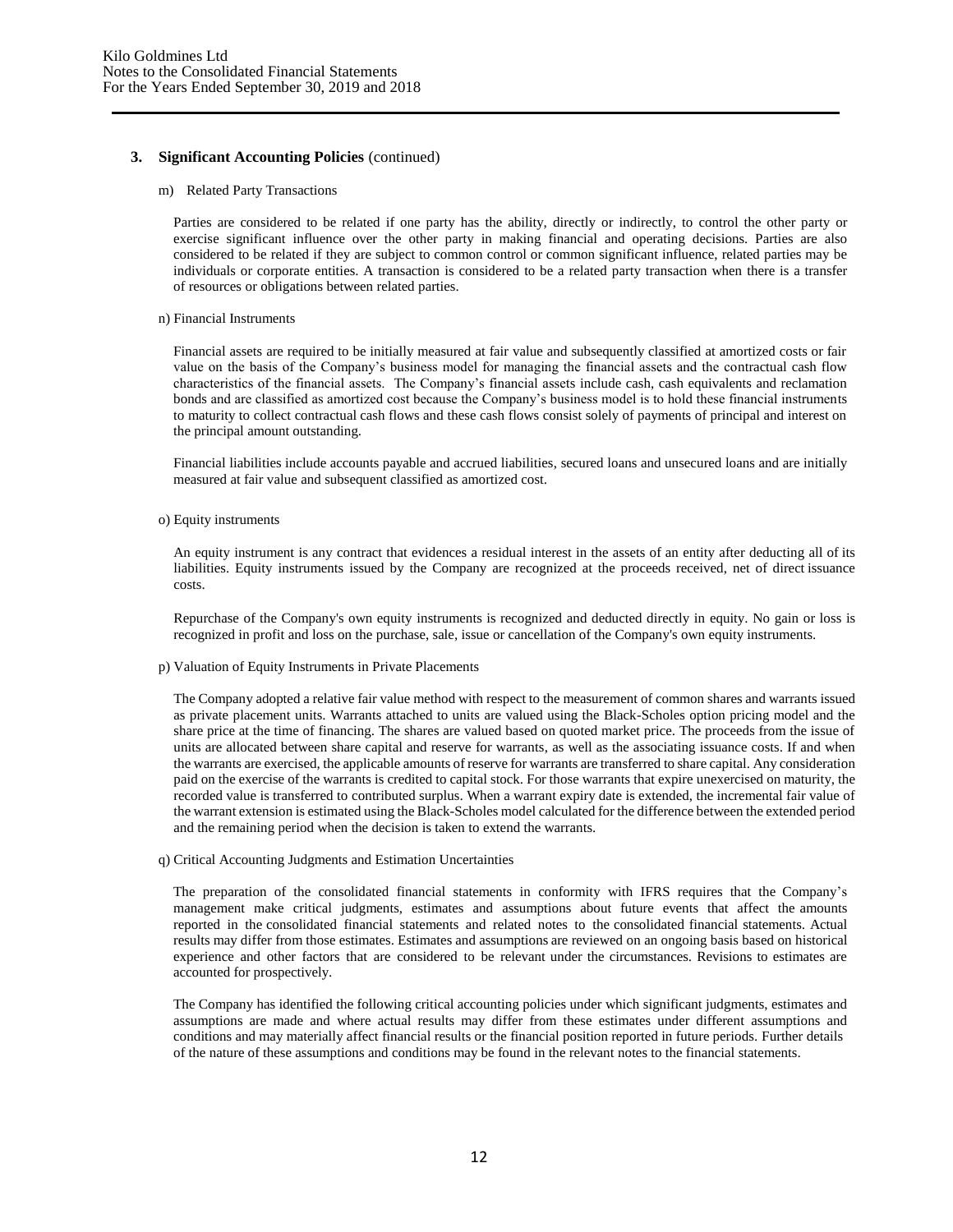## 3. Significant Accounting Policies (continued)

m) Related Party Transactions

Parties are considered to be related if one party has the ability, directly or indirectly, to control the other party or exercise significant influence over the other party in making financial and operating decisions. Parties are also considered to be related if they are subject to common control or common significant influence, related parties may be individuals or corporate entities. A transaction is considered to be a related party transaction when there is a transfer of resources or obligations between related parties.

n) Financial Instruments

Financial assets are required to be initially measured at fair value and subsequently classified at amortized costs or fair value on the basis of the Company's business model for managing the financial assets and the contractual cash flow characteristics of the financial assets. The Company's financial assets include cash, cash equivalents and reclamation bonds and are classified as amortized cost because the Company's business model is to hold these financial instruments to maturity to collect contractual cash flows and these cash flows consist solely of payments of principal and interest on the principal amount outstanding.

Financial liabilities include accounts payable and accrued liabilities, secured loans and unsecured loans and are initially measured at fair value and subsequent classified as amortized cost.

o) Equity instruments

An equity instrument is any contract that evidences a residual interest in the assets of an entity after deducting all of its liabilities. Equity instruments issued by the Company are recognized at the proceeds received, net of direct issuance costs.

Repurchase of the Company's own equity instruments is recognized and deducted directly in equity. No gain or loss is recognized in profit and loss on the purchase, sale, issue or cancellation of the Company's own equity instruments.

p) Valuation of Equity Instruments in Private Placements

The Company adopted a relative fair value method with respect to the measurement of common shares and warrants issued as private placement units. Warrants attached to units are valued using the Black-Scholes option pricing model and the share price at the time of financing. The shares are valued based on quoted market price. The proceeds from the issue of units are allocated between share capital and reserve for warrants, as well as the associating issuance costs. If and when the warrants are exercised, the applicable amounts of reserve for warrants are transferred to share capital. Any consideration paid on the exercise of the warrants is credited to capital stock. For those warrants that expire unexercised on maturity, the recorded value is transferred to contributed surplus. When a warrant expiry date is extended, the incremental fair value of the warrant extension is estimated using the Black-Scholes model calculated for the difference between the extended period and the remaining period when the decision is taken to extend the warrants.

q) Critical Accounting Judgments and Estimation Uncertainties

The preparation of the consolidated financial statements in conformity with IFRS requires that the Company's management make critical judgments, estimates and assumptions about future events that affect the amounts reported in the consolidated financial statements and related notes to the consolidated financial statements. Actual results may differ from those estimates. Estimates and assumptions are reviewed on an ongoing basis based on historical experience and other factors that are considered to be relevant under the circumstances. Revisions to estimates are accounted for prospectively.

The Company has identified the following critical accounting policies under which significant judgments, estimates and assumptions are made and where actual results may differ from these estimates under different assumptions and conditions and may materially affect financial results or the financial position reported in future periods. Further details of the nature of these assumptions and conditions may be found in the relevant notes to the financial statements.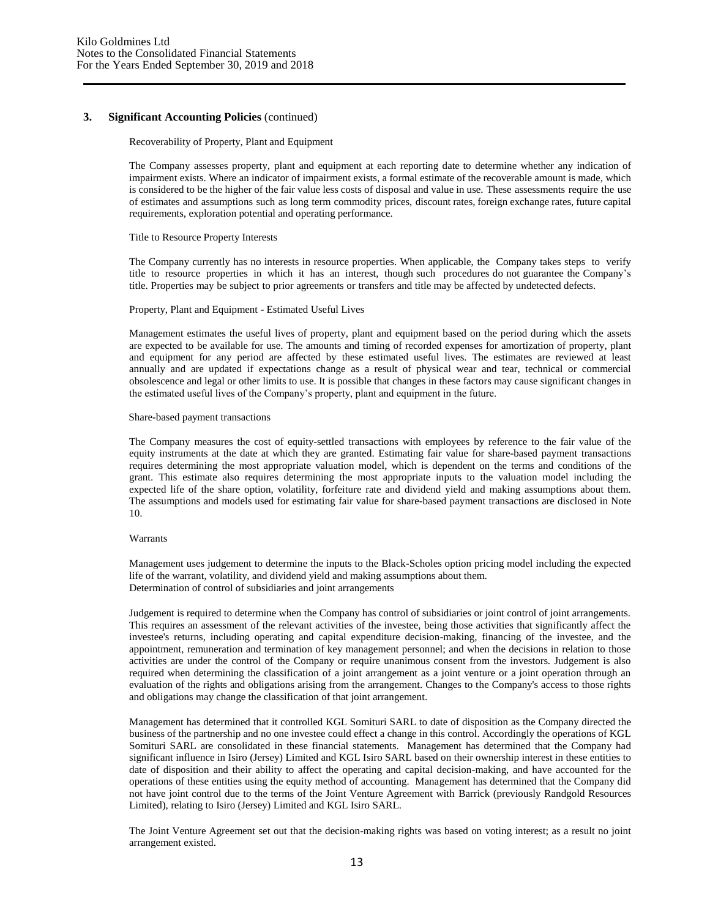## 3. Significant Accounting Policies (continued)

Recoverability of Property, Plant and Equipment

The Company assesses property, plant and equipment at each reporting date to determine whether any indication of impairment exists. Where an indicator of impairment exists, a formal estimate of the recoverable amount is made, which is considered to be the higher of the fair value less costs of disposal and value in use. These assessments require the use of estimates and assumptions such as long term commodity prices, discount rates, foreign exchange rates, future capital requirements, exploration potential and operating performance.

Title to Resource Property Interests

The Company currently has no interests in resource properties. When applicable, the Company takes steps to verify title to resource properties in which it has an interest, though such procedures do not guarantee the Company's title. Properties may be subject to prior agreements or transfers and title may be affected by undetected defects.

Property, Plant and Equipment - Estimated Useful Lives

Management estimates the useful lives of property, plant and equipment based on the period during which the assets are expected to be available for use. The amounts and timing of recorded expenses for amortization of property, plant and equipment for any period are affected by these estimated useful lives. The estimates are reviewed at least annually and are updated if expectations change as a result of physical wear and tear, technical or commercial obsolescence and legal or other limits to use. It is possible that changes in these factors may cause significant changes in the estimated useful lives of the Company's property, plant and equipment in the future.

Share-based payment transactions

The Company measures the cost of equity-settled transactions with employees by reference to the fair value of the equity instruments at the date at which they are granted. Estimating fair value for share-based payment transactions requires determining the most appropriate valuation model, which is dependent on the terms and conditions of the grant. This estimate also requires determining the most appropriate inputs to the valuation model including the expected life of the share option, volatility, forfeiture rate and dividend yield and making assumptions about them. The assumptions and models used for estimating fair value for share-based payment transactions are disclosed in Note 10.

Warrants

Management uses judgement to determine the inputs to the Black-Scholes option pricing model including the expected life of the warrant, volatility, and dividend yield and making assumptions about them.

Determination of control of subsidiaries and joint arrangements

Judgement is required to determine when the Company has control of subsidiaries or joint control of joint arrangements. This requires an assessment of the relevant activities of the investee, being those activities that significantly affect the investee's returns, including operating and capital expenditure decision-making, financing of the investee, and the appointment, remuneration and termination of key management personnel; and when the decisions in relation to those activities are under the control of the Company or require unanimous consent from the investors. Judgement is also required when determining the classification of a joint arrangement as a joint venture or a joint operation through an evaluation of the rights and obligations arising from the arrangement. Changes to the Company's access to those rights and obligations may change the classification of that joint arrangement.

Management has determined that it controlled KGL Somituri SARL to date of disposition as the Company directed the business of the partnership and no one investee could effect a change in this control. Accordingly the operations of KGL Somituri SARL are consolidated in these financial statements. Management has determined that the Company had significant influence in Isiro (Jersey) Limited and KGL Isiro SARL based on their ownership interest in these entities to date of disposition and their ability to affect the operating and capital decision-making, and have accounted for the operations of these entities using the equity method of accounting. Management has determined that the Company did not have joint control due to the terms of the Joint Venture Agreement with Barrick (previously Randgold Resources Limited), relating to Isiro (Jersey) Limited and KGL Isiro SARL.

The Joint Venture Agreement set out that the decision-making rights was based on voting interest; as a result no joint arrangement existed.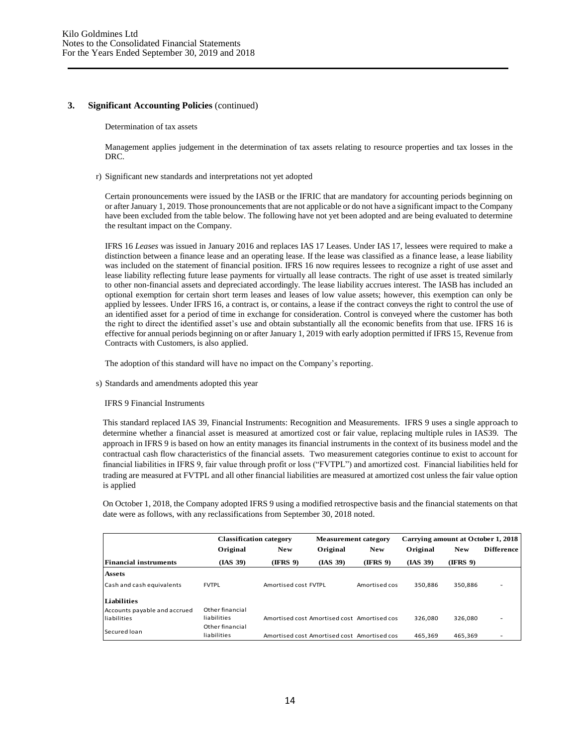## 3. Significant Accounting Policies (continued)

Determination of tax assets

Management applies judgement in the determination of tax assets relating to resource properties and tax losses in the DRC.

r) Significant new standards and interpretations not yet adopted

Certain pronouncements were issued by the IASB or the IFRIC that are mandatory for accounting periods beginning on or after January 1, 2019. Those pronouncements that are not applicable or do not have a significant impact to the Company have been excluded from the table below. The following have not yet been adopted and are being evaluated to determine the resultant impact on the Company.

IFRS 16 *Leases* was issued in January 2016 and replaces IAS 17 Leases. Under IAS 17, lessees were required to make a distinction between a finance lease and an operating lease. If the lease was classified as a finance lease, a lease liability was included on the statement of financial position. IFRS 16 now requires lessees to recognize a right of use asset and lease liability reflecting future lease payments for virtually all lease contracts. The right of use asset is treated similarly to other non-financial assets and depreciated accordingly. The lease liability accrues interest. The IASB has included an optional exemption for certain short term leases and leases of low value assets; however, this exemption can only be applied by lessees. Under IFRS 16, a contract is, or contains, a lease if the contract conveys the right to control the use of an identified asset for a period of time in exchange for consideration. Control is conveyed where the customer has both the right to direct the identified asset's use and obtain substantially all the economic benefits from that use. IFRS 16 is effective for annual periods beginning on or after January 1, 2019 with early adoption permitted if IFRS 15, Revenue from Contracts with Customers, is also applied.

The adoption of this standard will have no impact on the Company's reporting.

s) Standards and amendments adopted this year

IFRS 9 Financial Instruments

This standard replaced IAS 39, Financial Instruments: Recognition and Measurements. IFRS 9 uses a single approach to determine whether a financial asset is measured at amortized cost or fair value, replacing multiple rules in IAS39. The approach in IFRS 9 is based on how an entity manages its financial instruments in the context of its business model and the contractual cash flow characteristics of the financial assets. Two measurement categories continue to exist to account for financial liabilities in IFRS 9, fair value through profit or loss ("FVTPL") and amortized cost. Financial liabilities held for trading are measured at FVTPL and all other financial liabilities are measured at amortized cost unless the fair value option is applied

On October 1, 2018, the Company adopted IFRS 9 using a modified retrospective basis and the financial statements on that date were as follows, with any reclassifications from September 30, 2018 noted.

| | Classification category | | Measurement category | | Carrying amount at October 1, 2018 | | |
|---|---|---|---|---|---|---|---|
| | Original | New | Original | New | Original | New | Difference |
| **Financial instruments** | (IAS 39) | (IFRS 9) | (IAS 39) | (IFRS 9) | (IAS 39) | (IFRS 9) | |
| **Assets** | | | | | | | |
| Cash and cash equivalents | FVTPL | Amortised cost | FVTPL | Amortised cos | 350,886 | 350,886 | - |
| **Liabilities** | | | | | | | |
| Accounts payable and accrued liabilities | Other financial liabilities | Amortised cost | Amortised cost | Amortised cos | 326,080 | 326,080 | - |
| Secured loan | Other financial liabilities | Amortised cost | Amortised cost | Amortised cos | 465,369 | 465,369 | - |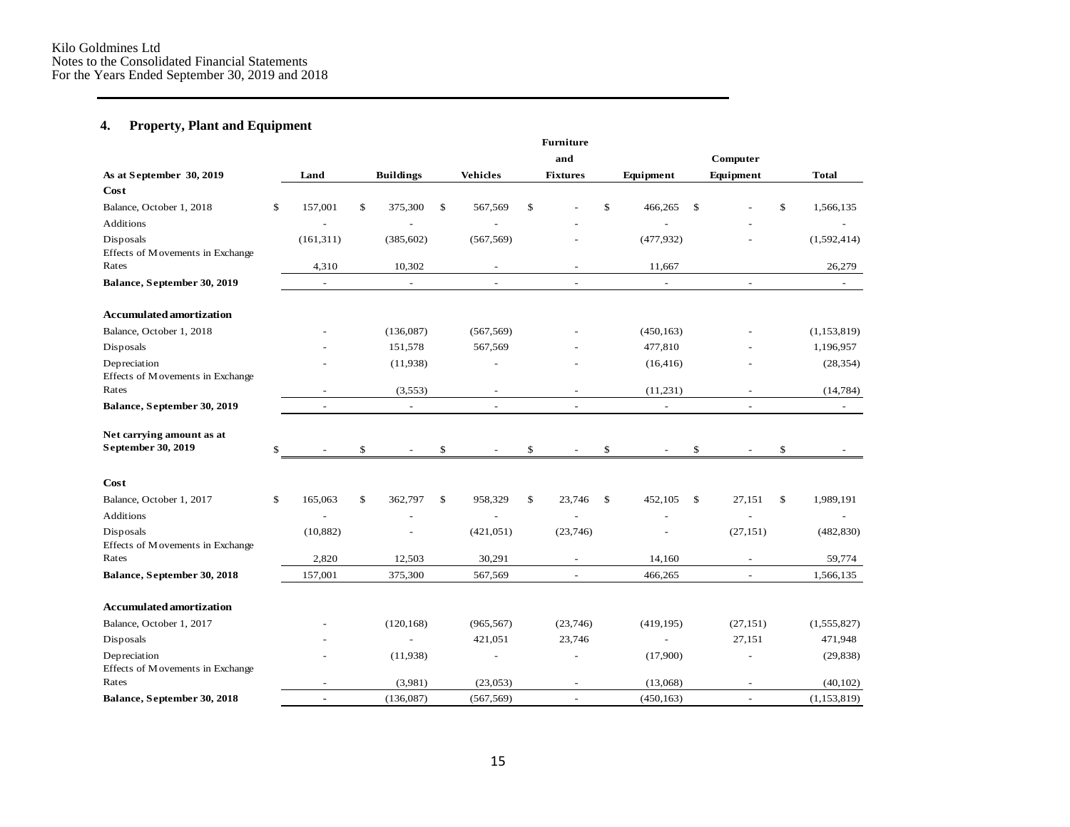Kilo Goldmines Ltd
Notes to the Consolidated Financial Statements
For the Years Ended September 30, 2019 and 2018

## 4. Property, Plant and Equipment

| As at September 30, 2019 | Land | Buildings | Vehicles | Furniture and Fixtures | Equipment | Computer Equipment | Total |
|---|---|---|---|---|---|---|---|
| **Cost** | | | | | | | |
| Balance, October 1, 2018 | $ 157,001 | $ 375,300 | $ 567,569 | $ - | $ 466,265 | $ - | $ 1,566,135 |
| Additions | - | - | - | - | - | - | - |
| Disposals | (161,311) | (385,602) | (567,569) | - | (477,932) | - | (1,592,414) |
| Effects of Movements in Exchange Rates | 4,310 | 10,302 | - | - | 11,667 | | 26,279 |
| **Balance, September 30, 2019** | - | - | - | - | - | - | - |
| | | | | | | | |
| **Accumulated amortization** | | | | | | | |
| Balance, October 1, 2018 | - | (136,087) | (567,569) | - | (450,163) | - | (1,153,819) |
| Disposals | - | 151,578 | 567,569 | - | 477,810 | - | 1,196,957 |
| Depreciation | - | (11,938) | - | - | (16,416) | - | (28,354) |
| Effects of Movements in Exchange Rates | - | (3,553) | - | - | (11,231) | - | (14,784) |
| **Balance, September 30, 2019** | - | - | - | - | - | - | - |
| | | | | | | | |
| **Net carrying amount as at September 30, 2019** | $ - | $ - | $ - | $ - | $ - | $ - | $ - |
| | | | | | | | |
| **Cost** | | | | | | | |
| Balance, October 1, 2017 | $ 165,063 | $ 362,797 | $ 958,329 | $ 23,746 | $ 452,105 | $ 27,151 | $ 1,989,191 |
| Additions | - | - | - | - | - | - | - |
| Disposals | (10,882) | - | (421,051) | (23,746) | - | (27,151) | (482,830) |
| Effects of Movements in Exchange Rates | 2,820 | 12,503 | 30,291 | - | 14,160 | - | 59,774 |
| **Balance, September 30, 2018** | 157,001 | 375,300 | 567,569 | - | 466,265 | - | 1,566,135 |
| | | | | | | | |
| **Accumulated amortization** | | | | | | | |
| Balance, October 1, 2017 | - | (120,168) | (965,567) | (23,746) | (419,195) | (27,151) | (1,555,827) |
| Disposals | - | - | 421,051 | 23,746 | - | 27,151 | 471,948 |
| Depreciation | - | (11,938) | - | - | (17,900) | - | (29,838) |
| Effects of Movements in Exchange Rates | - | (3,981) | (23,053) | - | (13,068) | - | (40,102) |
| **Balance, September 30, 2018** | - | (136,087) | (567,569) | - | (450,163) | - | (1,153,819) |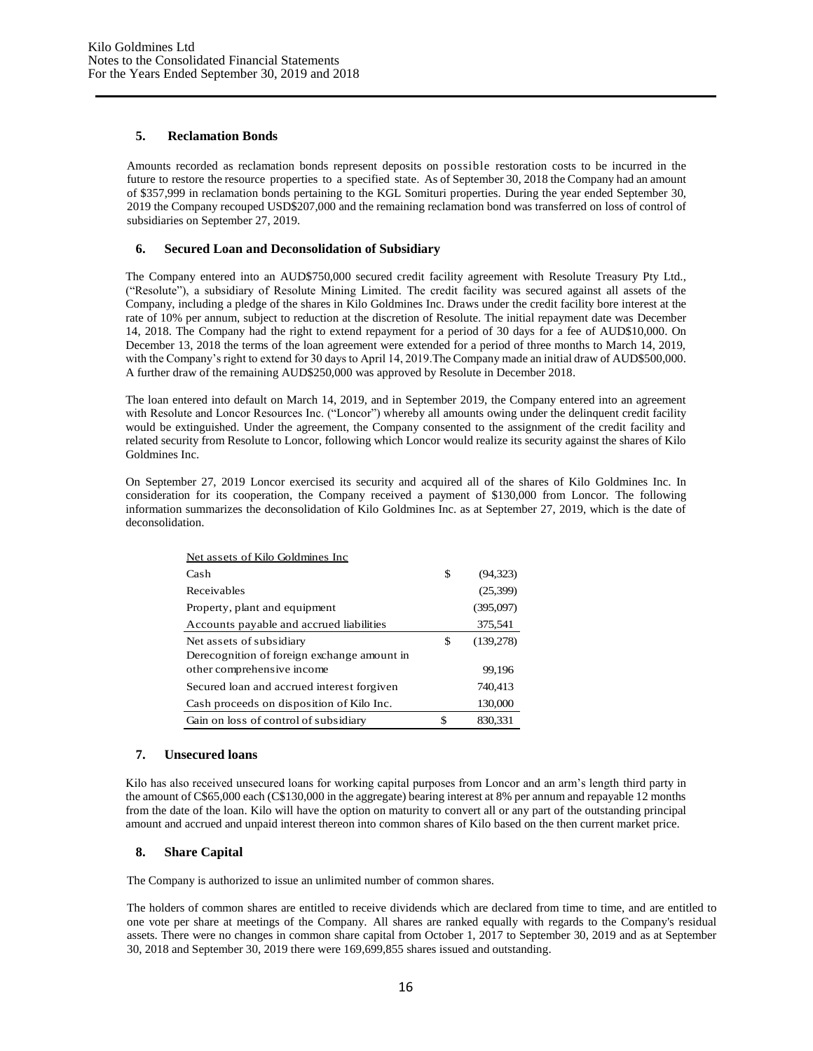## 5. Reclamation Bonds

Amounts recorded as reclamation bonds represent deposits on possible restoration costs to be incurred in the future to restore the resource properties to a specified state. As of September 30, 2018 the Company had an amount of $357,999 in reclamation bonds pertaining to the KGL Somituri properties. During the year ended September 30, 2019 the Company recouped USD$207,000 and the remaining reclamation bond was transferred on loss of control of subsidiaries on September 27, 2019.

## 6. Secured Loan and Deconsolidation of Subsidiary

The Company entered into an AUD$750,000 secured credit facility agreement with Resolute Treasury Pty Ltd., ("Resolute"), a subsidiary of Resolute Mining Limited. The credit facility was secured against all assets of the Company, including a pledge of the shares in Kilo Goldmines Inc. Draws under the credit facility bore interest at the rate of 10% per annum, subject to reduction at the discretion of Resolute. The initial repayment date was December 14, 2018. The Company had the right to extend repayment for a period of 30 days for a fee of AUD$10,000. On December 13, 2018 the terms of the loan agreement were extended for a period of three months to March 14, 2019, with the Company's right to extend for 30 days to April 14, 2019.The Company made an initial draw of AUD$500,000. A further draw of the remaining AUD$250,000 was approved by Resolute in December 2018.

The loan entered into default on March 14, 2019, and in September 2019, the Company entered into an agreement with Resolute and Loncor Resources Inc. ("Loncor") whereby all amounts owing under the delinquent credit facility would be extinguished. Under the agreement, the Company consented to the assignment of the credit facility and related security from Resolute to Loncor, following which Loncor would realize its security against the shares of Kilo Goldmines Inc.

On September 27, 2019 Loncor exercised its security and acquired all of the shares of Kilo Goldmines Inc. In consideration for its cooperation, the Company received a payment of $130,000 from Loncor. The following information summarizes the deconsolidation of Kilo Goldmines Inc. as at September 27, 2019, which is the date of deconsolidation.

| Net assets of Kilo Goldmines Inc | | |
|---|---|---|
| Cash | $ | (94,323) |
| Receivables | | (25,399) |
| Property, plant and equipment | | (395,097) |
| Accounts payable and accrued liabilities | | 375,541 |
| Net assets of subsidiary | $ | (139,278) |
| Derecognition of foreign exchange amount in other comprehensive income | | 99,196 |
| Secured loan and accrued interest forgiven | | 740,413 |
| Cash proceeds on disposition of Kilo Inc. | | 130,000 |
| Gain on loss of control of subsidiary | $ | 830,331 |

## 7. Unsecured loans

Kilo has also received unsecured loans for working capital purposes from Loncor and an arm's length third party in the amount of C$65,000 each (C$130,000 in the aggregate) bearing interest at 8% per annum and repayable 12 months from the date of the loan. Kilo will have the option on maturity to convert all or any part of the outstanding principal amount and accrued and unpaid interest thereon into common shares of Kilo based on the then current market price.

## 8. Share Capital

The Company is authorized to issue an unlimited number of common shares.

The holders of common shares are entitled to receive dividends which are declared from time to time, and are entitled to one vote per share at meetings of the Company. All shares are ranked equally with regards to the Company's residual assets. There were no changes in common share capital from October 1, 2017 to September 30, 2019 and as at September 30, 2018 and September 30, 2019 there were 169,699,855 shares issued and outstanding.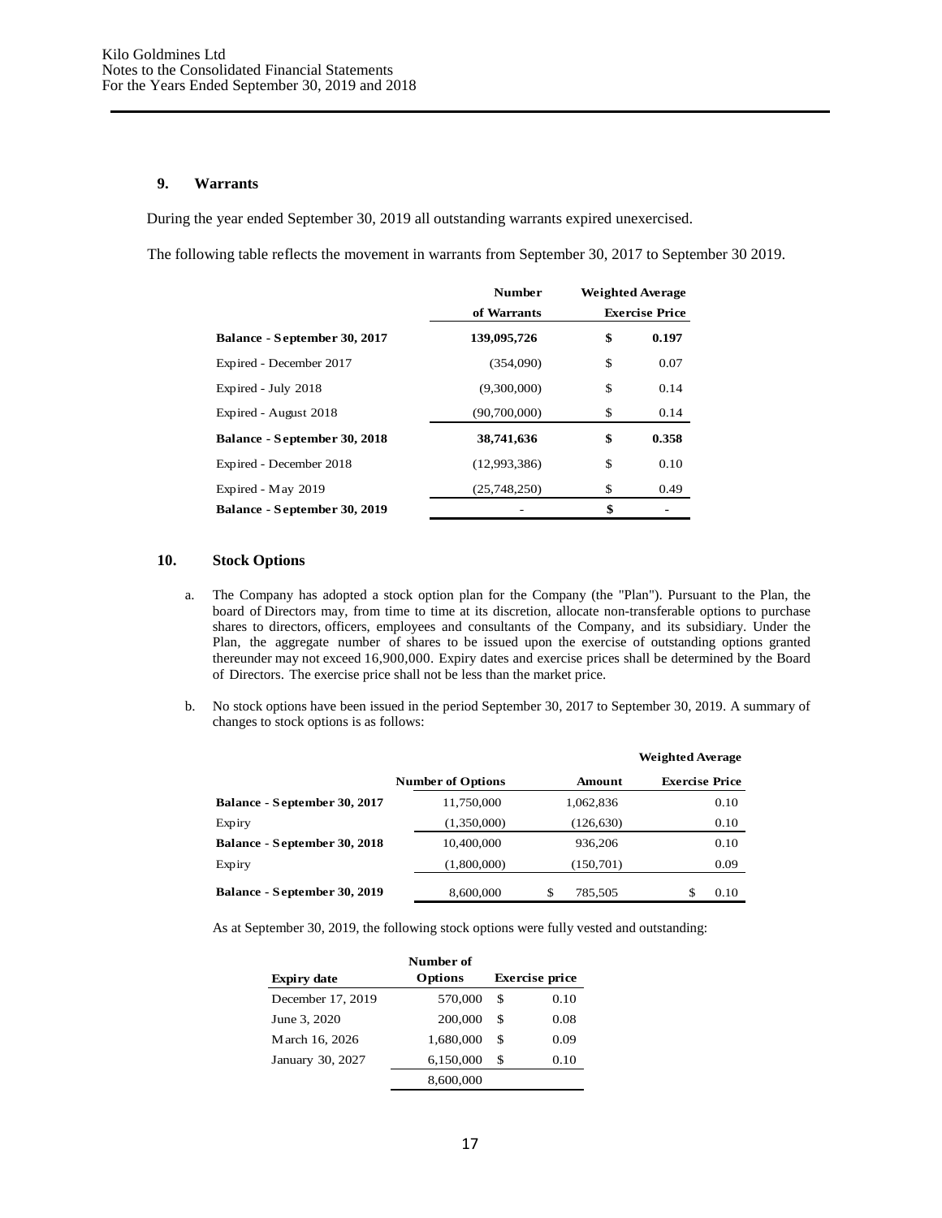## 9. Warrants

During the year ended September 30, 2019 all outstanding warrants expired unexercised.

The following table reflects the movement in warrants from September 30, 2017 to September 30 2019.

| | Number of Warrants | Weighted Average Exercise Price |
|---|---|---|
| **Balance - September 30, 2017** | **139,095,726** | **$ 0.197** |
| Expired - December 2017 | (354,090) | $ 0.07 |
| Expired - July 2018 | (9,300,000) | $ 0.14 |
| Expired - August 2018 | (90,700,000) | $ 0.14 |
| **Balance - September 30, 2018** | **38,741,636** | **$ 0.358** |
| Expired - December 2018 | (12,993,386) | $ 0.10 |
| Expired - May 2019 | (25,748,250) | $ 0.49 |
| **Balance - September 30, 2019** | - | **$** - |

## 10. Stock Options

a. The Company has adopted a stock option plan for the Company (the "Plan"). Pursuant to the Plan, the board of Directors may, from time to time at its discretion, allocate non-transferable options to purchase shares to directors, officers, employees and consultants of the Company, and its subsidiary. Under the Plan, the aggregate number of shares to be issued upon the exercise of outstanding options granted thereunder may not exceed 16,900,000. Expiry dates and exercise prices shall be determined by the Board of Directors. The exercise price shall not be less than the market price.

b. No stock options have been issued in the period September 30, 2017 to September 30, 2019. A summary of changes to stock options is as follows:

| | Number of Options | Amount | Weighted Average Exercise Price |
|---|---|---|---|
| **Balance - September 30, 2017** | 11,750,000 | 1,062,836 | 0.10 |
| Expiry | (1,350,000) | (126,630) | 0.10 |
| **Balance - September 30, 2018** | 10,400,000 | 936,206 | 0.10 |
| Expiry | (1,800,000) | (150,701) | 0.09 |
| **Balance - September 30, 2019** | 8,600,000 | $ 785,505 | $ 0.10 |

As at September 30, 2019, the following stock options were fully vested and outstanding:

| Expiry date | Number of Options | Exercise price |
|---|---|---|
| December 17, 2019 | 570,000 | $ 0.10 |
| June 3, 2020 | 200,000 | $ 0.08 |
| March 16, 2026 | 1,680,000 | $ 0.09 |
| January 30, 2027 | 6,150,000 | $ 0.10 |
| | 8,600,000 | |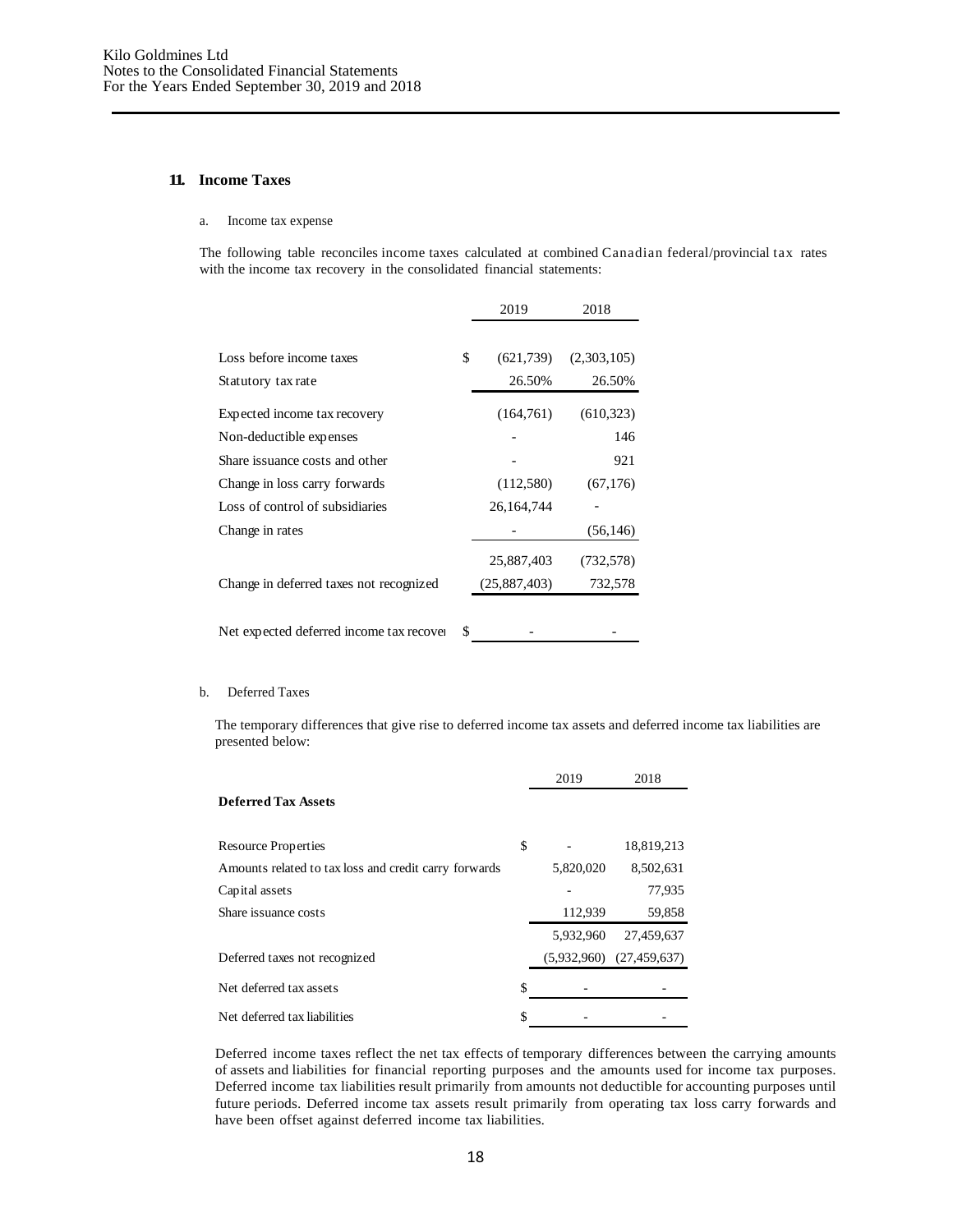## 11. Income Taxes

a. Income tax expense

The following table reconciles income taxes calculated at combined Canadian federal/provincial tax rates with the income tax recovery in the consolidated financial statements:

| | | 2019 | 2018 |
|---|---|---|---|
| Loss before income taxes | $ | (621,739) | (2,303,105) |
| Statutory tax rate | | 26.50% | 26.50% |
| Expected income tax recovery | | (164,761) | (610,323) |
| Non-deductible expenses | | - | 146 |
| Share issuance costs and other | | - | 921 |
| Change in loss carry forwards | | (112,580) | (67,176) |
| Loss of control of subsidiaries | | 26,164,744 | - |
| Change in rates | | - | (56,146) |
| | | 25,887,403 | (732,578) |
| Change in deferred taxes not recognized | | (25,887,403) | 732,578 |
| Net expected deferred income tax recover | $ | - | - |

b. Deferred Taxes

The temporary differences that give rise to deferred income tax assets and deferred income tax liabilities are presented below:

| | | 2019 | 2018 |
|---|---|---|---|
| **Deferred Tax Assets** | | | |
| Resource Properties | $ | - | 18,819,213 |
| Amounts related to tax loss and credit carry forwards | | 5,820,020 | 8,502,631 |
| Capital assets | | - | 77,935 |
| Share issuance costs | | 112,939 | 59,858 |
| | | 5,932,960 | 27,459,637 |
| Deferred taxes not recognized | | (5,932,960) | (27,459,637) |
| Net deferred tax assets | $ | - | - |
| Net deferred tax liabilities | $ | - | - |

Deferred income taxes reflect the net tax effects of temporary differences between the carrying amounts of assets and liabilities for financial reporting purposes and the amounts used for income tax purposes. Deferred income tax liabilities result primarily from amounts not deductible for accounting purposes until future periods. Deferred income tax assets result primarily from operating tax loss carry forwards and have been offset against deferred income tax liabilities.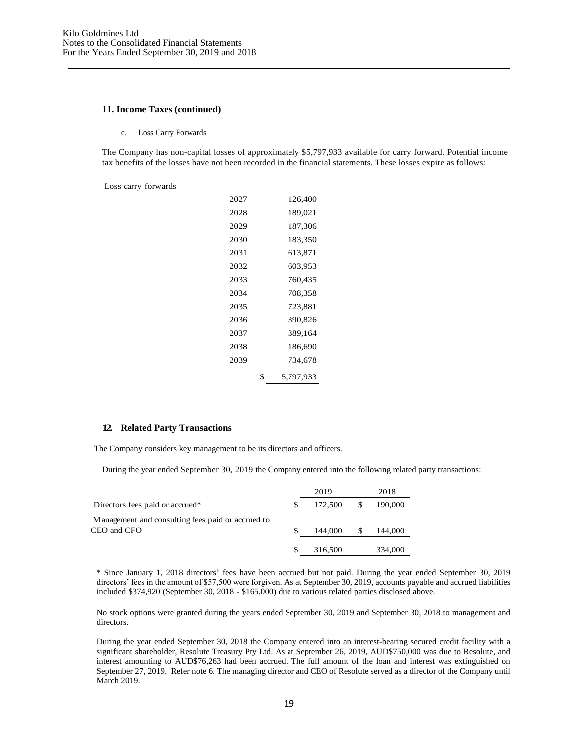### 11. Income Taxes (continued)

c. Loss Carry Forwards

The Company has non-capital losses of approximately $5,797,933 available for carry forward. Potential income tax benefits of the losses have not been recorded in the financial statements. These losses expire as follows:

Loss carry forwards

| | |
|---|---|
| 2027 | 126,400 |
| 2028 | 189,021 |
| 2029 | 187,306 |
| 2030 | 183,350 |
| 2031 | 613,871 |
| 2032 | 603,953 |
| 2033 | 760,435 |
| 2034 | 708,358 |
| 2035 | 723,881 |
| 2036 | 390,826 |
| 2037 | 389,164 |
| 2038 | 186,690 |
| 2039 | 734,678 |
| | $ 5,797,933 |

### 12. Related Party Transactions

The Company considers key management to be its directors and officers.

During the year ended September 30, 2019 the Company entered into the following related party transactions:

| | 2019 | 2018 |
|---|---|---|
| Directors fees paid or accrued* | $ 172,500 | $ 190,000 |
| Management and consulting fees paid or accrued to CEO and CFO | $ 144,000 | $ 144,000 |
| | $ 316,500 | 334,000 |

\* Since January 1, 2018 directors' fees have been accrued but not paid. During the year ended September 30, 2019 directors' fees in the amount of $57,500 were forgiven. As at September 30, 2019, accounts payable and accrued liabilities included $374,920 (September 30, 2018 - $165,000) due to various related parties disclosed above.

No stock options were granted during the years ended September 30, 2019 and September 30, 2018 to management and directors.

During the year ended September 30, 2018 the Company entered into an interest-bearing secured credit facility with a significant shareholder, Resolute Treasury Pty Ltd. As at September 26, 2019, AUD$750,000 was due to Resolute, and interest amounting to AUD$76,263 had been accrued. The full amount of the loan and interest was extinguished on September 27, 2019. Refer note 6. The managing director and CEO of Resolute served as a director of the Company until March 2019.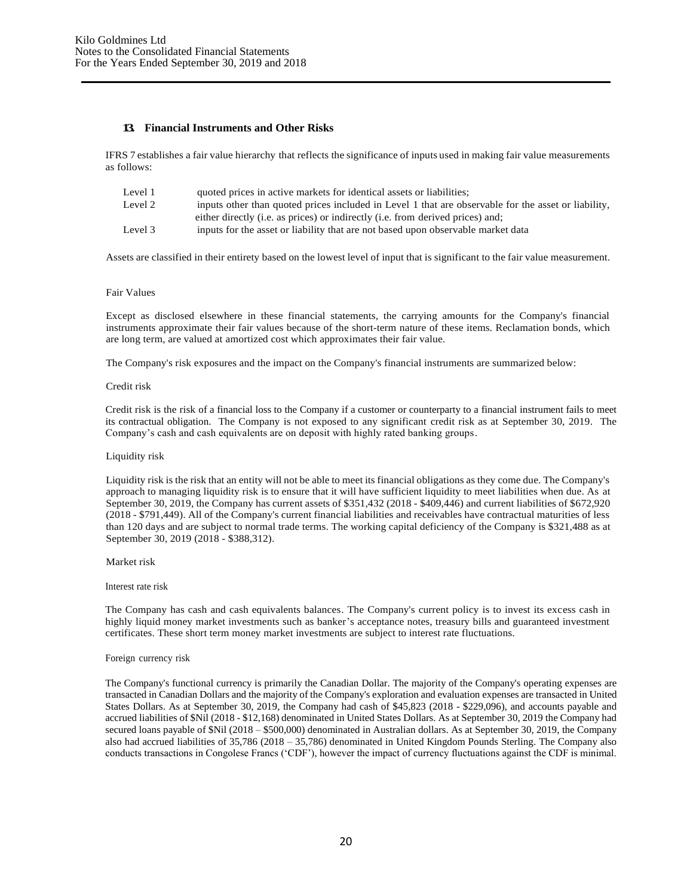## 13. Financial Instruments and Other Risks

IFRS 7 establishes a fair value hierarchy that reflects the significance of inputs used in making fair value measurements as follows:

| | |
|---|---|
| Level 1 | quoted prices in active markets for identical assets or liabilities; |
| Level 2 | inputs other than quoted prices included in Level 1 that are observable for the asset or liability, either directly (i.e. as prices) or indirectly (i.e. from derived prices) and; |
| Level 3 | inputs for the asset or liability that are not based upon observable market data |

Assets are classified in their entirety based on the lowest level of input that is significant to the fair value measurement.

Fair Values

Except as disclosed elsewhere in these financial statements, the carrying amounts for the Company's financial instruments approximate their fair values because of the short-term nature of these items. Reclamation bonds, which are long term, are valued at amortized cost which approximates their fair value.

The Company's risk exposures and the impact on the Company's financial instruments are summarized below:

Credit risk

Credit risk is the risk of a financial loss to the Company if a customer or counterparty to a financial instrument fails to meet its contractual obligation. The Company is not exposed to any significant credit risk as at September 30, 2019. The Company's cash and cash equivalents are on deposit with highly rated banking groups.

Liquidity risk

Liquidity risk is the risk that an entity will not be able to meet its financial obligations as they come due. The Company's approach to managing liquidity risk is to ensure that it will have sufficient liquidity to meet liabilities when due. As at September 30, 2019, the Company has current assets of $351,432 (2018 - $409,446) and current liabilities of $672,920 (2018 - $791,449). All of the Company's current financial liabilities and receivables have contractual maturities of less than 120 days and are subject to normal trade terms. The working capital deficiency of the Company is $321,488 as at September 30, 2019 (2018 - $388,312).

Market risk

Interest rate risk

The Company has cash and cash equivalents balances. The Company's current policy is to invest its excess cash in highly liquid money market investments such as banker's acceptance notes, treasury bills and guaranteed investment certificates. These short term money market investments are subject to interest rate fluctuations.

Foreign currency risk

The Company's functional currency is primarily the Canadian Dollar. The majority of the Company's operating expenses are transacted in Canadian Dollars and the majority of the Company's exploration and evaluation expenses are transacted in United States Dollars. As at September 30, 2019, the Company had cash of $45,823 (2018 - $229,096), and accounts payable and accrued liabilities of $Nil (2018 - $12,168) denominated in United States Dollars. As at September 30, 2019 the Company had secured loans payable of $Nil (2018 – $500,000) denominated in Australian dollars. As at September 30, 2019, the Company also had accrued liabilities of 35,786 (2018 – 35,786) denominated in United Kingdom Pounds Sterling. The Company also conducts transactions in Congolese Francs ('CDF'), however the impact of currency fluctuations against the CDF is minimal.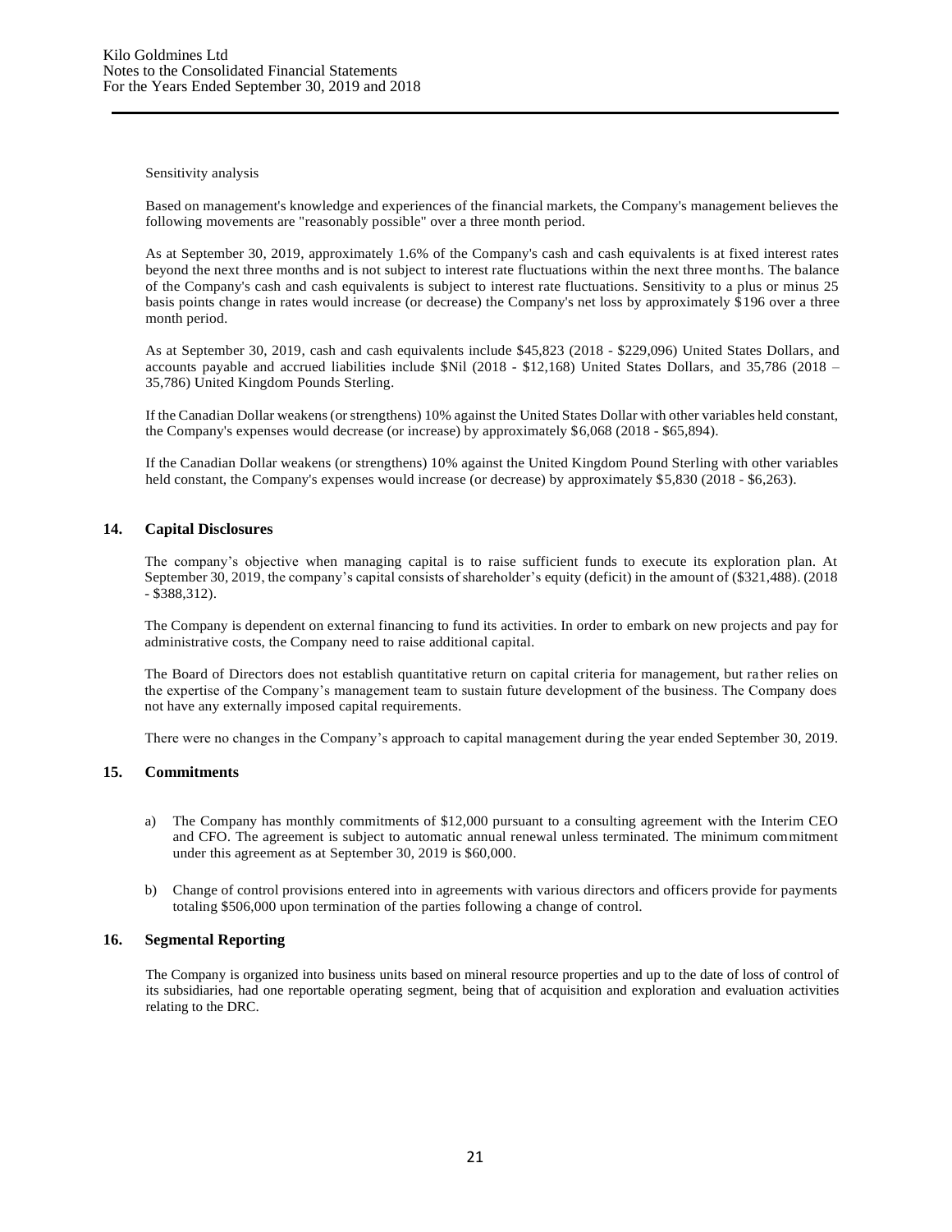Sensitivity analysis

Based on management's knowledge and experiences of the financial markets, the Company's management believes the following movements are "reasonably possible" over a three month period.

As at September 30, 2019, approximately 1.6% of the Company's cash and cash equivalents is at fixed interest rates beyond the next three months and is not subject to interest rate fluctuations within the next three months. The balance of the Company's cash and cash equivalents is subject to interest rate fluctuations. Sensitivity to a plus or minus 25 basis points change in rates would increase (or decrease) the Company's net loss by approximately $196 over a three month period.

As at September 30, 2019, cash and cash equivalents include $45,823 (2018 - $229,096) United States Dollars, and accounts payable and accrued liabilities include $Nil (2018 - $12,168) United States Dollars, and 35,786 (2018 – 35,786) United Kingdom Pounds Sterling.

If the Canadian Dollar weakens (or strengthens) 10% against the United States Dollar with other variables held constant, the Company's expenses would decrease (or increase) by approximately $6,068 (2018 - $65,894).

If the Canadian Dollar weakens (or strengthens) 10% against the United Kingdom Pound Sterling with other variables held constant, the Company's expenses would increase (or decrease) by approximately $5,830 (2018 - $6,263).

## 14. Capital Disclosures

The company's objective when managing capital is to raise sufficient funds to execute its exploration plan. At September 30, 2019, the company's capital consists of shareholder's equity (deficit) in the amount of ($321,488). (2018 - $388,312).

The Company is dependent on external financing to fund its activities. In order to embark on new projects and pay for administrative costs, the Company need to raise additional capital.

The Board of Directors does not establish quantitative return on capital criteria for management, but rather relies on the expertise of the Company's management team to sustain future development of the business. The Company does not have any externally imposed capital requirements.

There were no changes in the Company's approach to capital management during the year ended September 30, 2019.

## 15. Commitments

a) The Company has monthly commitments of $12,000 pursuant to a consulting agreement with the Interim CEO and CFO. The agreement is subject to automatic annual renewal unless terminated. The minimum commitment under this agreement as at September 30, 2019 is $60,000.

b) Change of control provisions entered into in agreements with various directors and officers provide for payments totaling $506,000 upon termination of the parties following a change of control.

## 16. Segmental Reporting

The Company is organized into business units based on mineral resource properties and up to the date of loss of control of its subsidiaries, had one reportable operating segment, being that of acquisition and exploration and evaluation activities relating to the DRC.